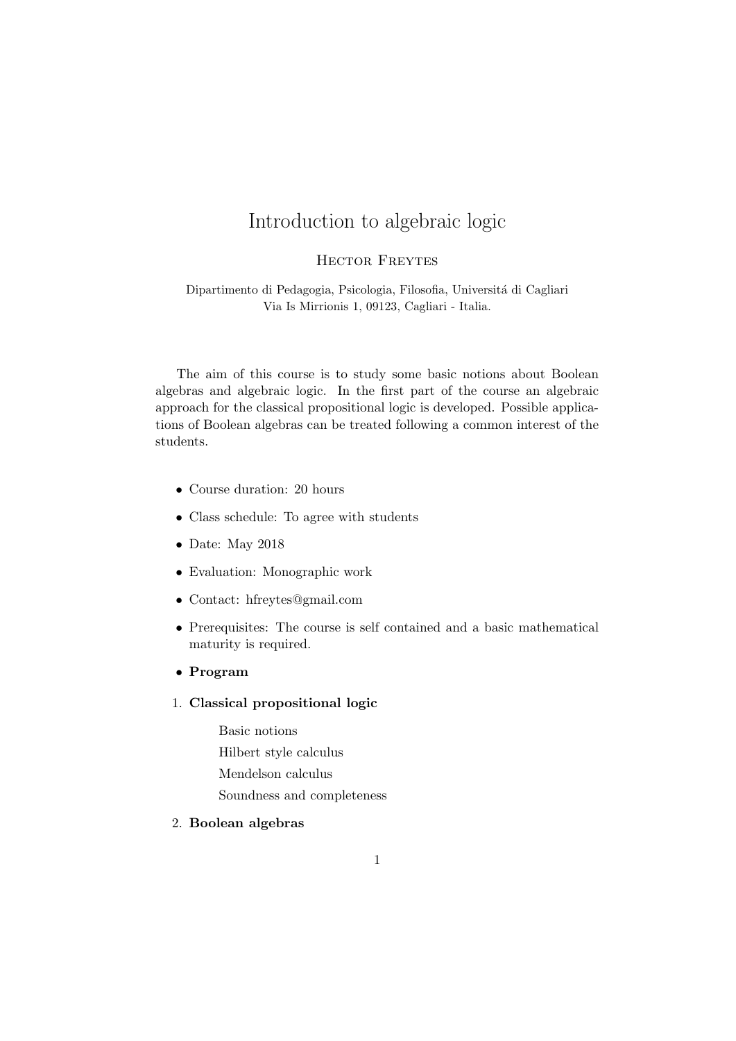# Introduction to algebraic logic

Hector Freytes

Dipartimento di Pedagogia, Psicologia, Filosofia, Universitá di Cagliari
Via Is Mirrionis 1, 09123, Cagliari - Italia.

The aim of this course is to study some basic notions about Boolean algebras and algebraic logic. In the first part of the course an algebraic approach for the classical propositional logic is developed. Possible applications of Boolean algebras can be treated following a common interest of the students.

- Course duration: 20 hours
- Class schedule: To agree with students
- Date: May 2018
- Evaluation: Monographic work
- Contact: hfreytes@gmail.com
- Prerequisites: The course is self contained and a basic mathematical maturity is required.
- **Program**

1. **Classical propositional logic**

   Basic notions

   Hilbert style calculus

   Mendelson calculus

   Soundness and completeness

2. **Boolean algebras**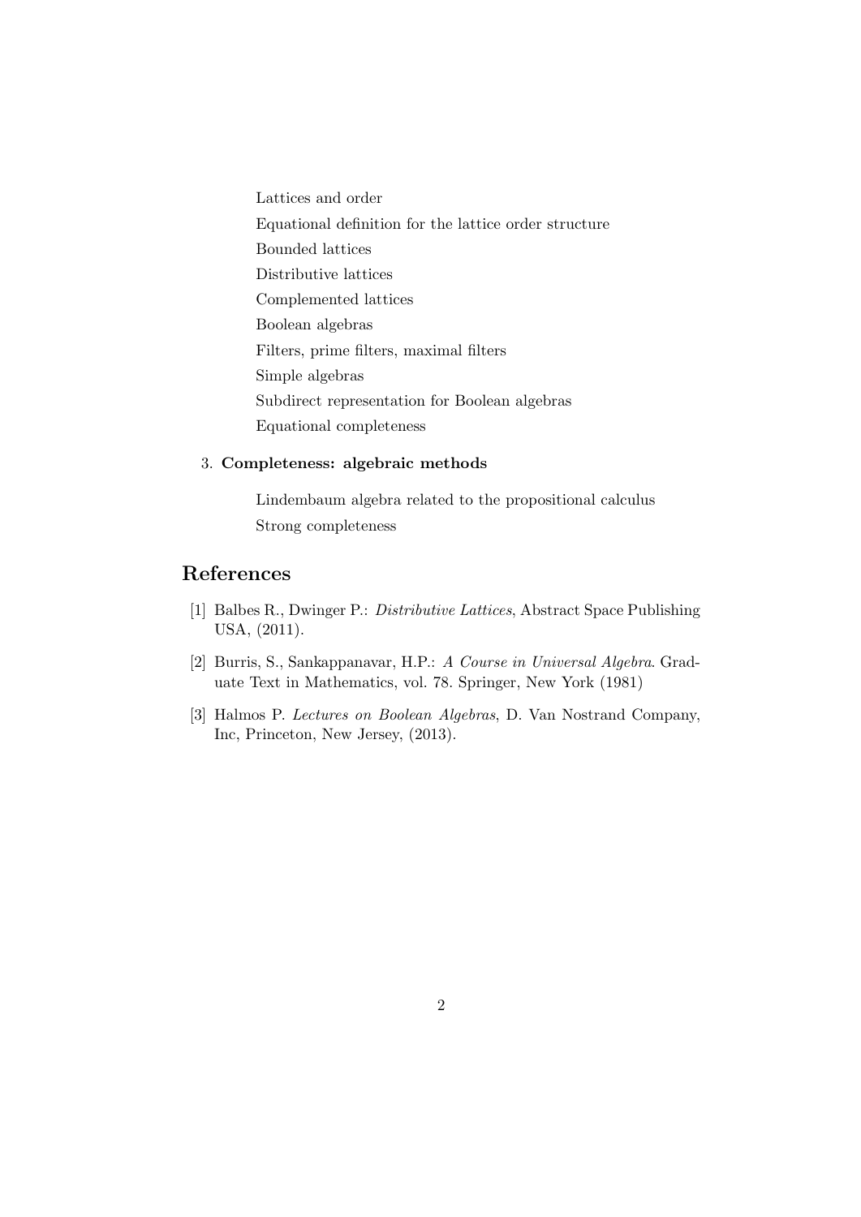Lattices and order

Equational definition for the lattice order structure

Bounded lattices

Distributive lattices

Complemented lattices

Boolean algebras

Filters, prime filters, maximal filters

Simple algebras

Subdirect representation for Boolean algebras

Equational completeness

3. **Completeness: algebraic methods**

Lindembaum algebra related to the propositional calculus

Strong completeness

## References

[1] Balbes R., Dwinger P.: *Distributive Lattices*, Abstract Space Publishing USA, (2011).

[2] Burris, S., Sankappanavar, H.P.: *A Course in Universal Algebra*. Graduate Text in Mathematics, vol. 78. Springer, New York (1981)

[3] Halmos P. *Lectures on Boolean Algebras*, D. Van Nostrand Company, Inc, Princeton, New Jersey, (2013).